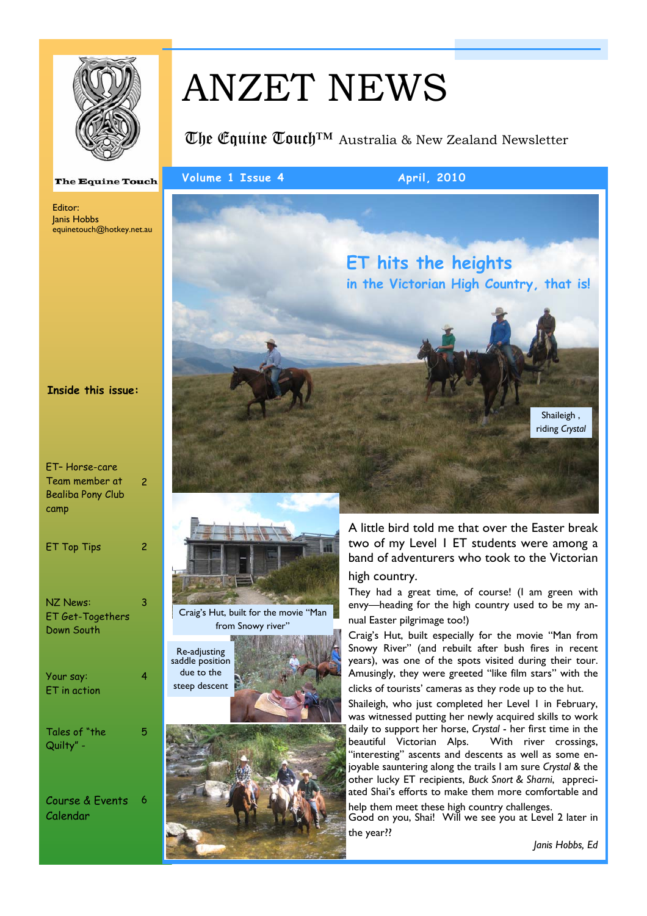# ANZET NEWS

The Equine Touch™ Australia & New Zealand Newsletter

The Equine Touch

Volume 1 Issue 4 — April, 2010

Editor:
Janis Hobbs
equinetouch@hotkey.net.au

**Inside this issue:**

| | |
|---|---|
| ET– Horse-care Team member at Bealiba Pony Club camp | 2 |
| ET Top Tips | 2 |
| NZ News: ET Get-Togethers Down South | 3 |
| Your say: ET in action | 4 |
| Tales of "the Quilty" - | 5 |
| Course & Events Calendar | 6 |

## ET hits the heights

### in the Victorian High Country, that is!

Shaileigh , riding *Crystal*

Craig's Hut, built for the movie "Man from Snowy river"

Re-adjusting saddle position due to the steep descent

A little bird told me that over the Easter break two of my Level I ET students were among a band of adventurers who took to the Victorian high country.

They had a great time, of course! (I am green with envy—heading for the high country used to be my annual Easter pilgrimage too!)

Craig's Hut, built especially for the movie "Man from Snowy River" (and rebuilt after bush fires in recent years), was one of the spots visited during their tour. Amusingly, they were greeted "like film stars" with the clicks of tourists' cameras as they rode up to the hut.

Shaileigh, who just completed her Level I in February, was witnessed putting her newly acquired skills to work daily to support her horse, *Crystal* - her first time in the beautiful Victorian Alps. With river crossings, "interesting" ascents and descents as well as some enjoyable sauntering along the trails I am sure *Crystal* & the other lucky ET recipients, *Buck Snort* & *Sharni*, appreciated Shai's efforts to make them more comfortable and help them meet these high country challenges.

Good on you, Shai! Will we see you at Level 2 later in the year??

*Janis Hobbs, Ed*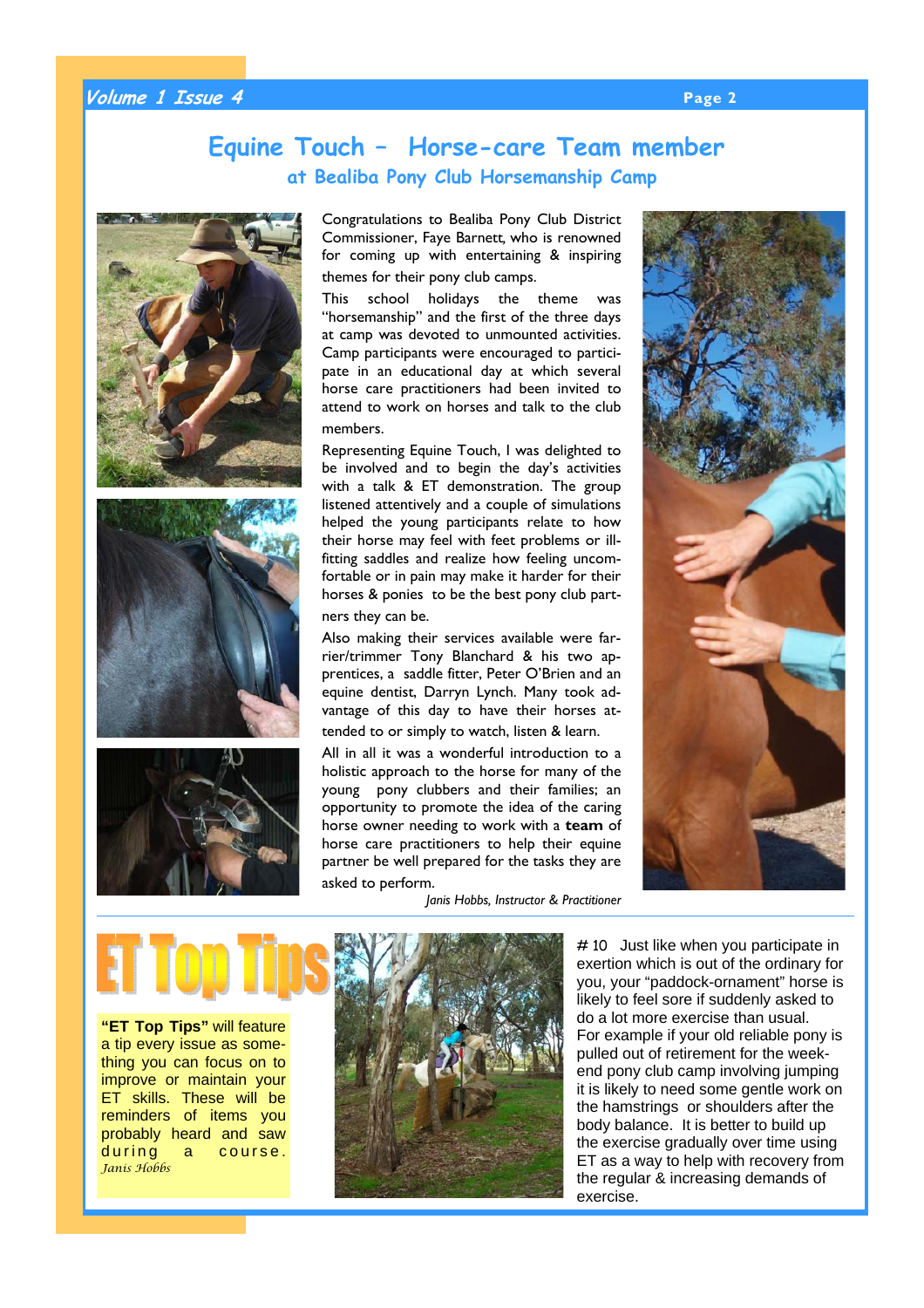# Equine Touch – Horse-care Team member

## at Bealiba Pony Club Horsemanship Camp

Congratulations to Bealiba Pony Club District Commissioner, Faye Barnett, who is renowned for coming up with entertaining & inspiring themes for their pony club camps.

This school holidays the theme was "horsemanship" and the first of the three days at camp was devoted to unmounted activities. Camp participants were encouraged to participate in an educational day at which several horse care practitioners had been invited to attend to work on horses and talk to the club members.

Representing Equine Touch, I was delighted to be involved and to begin the day's activities with a talk & ET demonstration. The group listened attentively and a couple of simulations helped the young participants relate to how their horse may feel with feet problems or ill-fitting saddles and realize how feeling uncomfortable or in pain may make it harder for their horses & ponies to be the best pony club partners they can be.

Also making their services available were farrier/trimmer Tony Blanchard & his two apprentices, a saddle fitter, Peter O'Brien and an equine dentist, Darryn Lynch. Many took advantage of this day to have their horses attended to or simply to watch, listen & learn.

All in all it was a wonderful introduction to a holistic approach to the horse for many of the young pony clubbers and their families; an opportunity to promote the idea of the caring horse owner needing to work with a **team** of horse care practitioners to help their equine partner be well prepared for the tasks they are asked to perform.

*Janis Hobbs, Instructor & Practitioner*

---

# ET Top Tips

**"ET Top Tips"** will feature a tip every issue as something you can focus on to improve or maintain your ET skills. These will be reminders of items you probably heard and saw during a course.
*Janis Hobbs*

# 10 Just like when you participate in exertion which is out of the ordinary for you, your "paddock-ornament" horse is likely to feel sore if suddenly asked to do a lot more exercise than usual.
For example if your old reliable pony is pulled out of retirement for the weekend pony club camp involving jumping it is likely to need some gentle work on the hamstrings or shoulders after the body balance. It is better to build up the exercise gradually over time using ET as a way to help with recovery from the regular & increasing demands of exercise.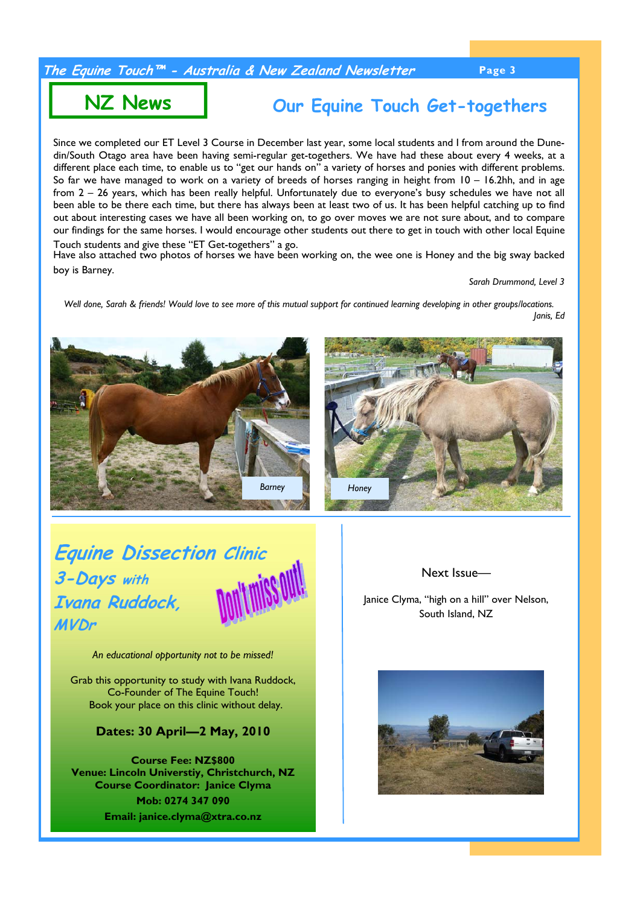## NZ News

## Our Equine Touch Get-togethers

Since we completed our ET Level 3 Course in December last year, some local students and I from around the Dunedin/South Otago area have been having semi-regular get-togethers. We have had these about every 4 weeks, at a different place each time, to enable us to "get our hands on" a variety of horses and ponies with different problems. So far we have managed to work on a variety of breeds of horses ranging in height from 10 – 16.2hh, and in age from 2 – 26 years, which has been really helpful. Unfortunately due to everyone's busy schedules we have not all been able to be there each time, but there has always been at least two of us. It has been helpful catching up to find out about interesting cases we have all been working on, to go over moves we are not sure about, and to compare our findings for the same horses. I would encourage other students out there to get in touch with other local Equine Touch students and give these "ET Get-togethers" a go.

Have also attached two photos of horses we have been working on, the wee one is Honey and the big sway backed boy is Barney.

*Sarah Drummond, Level 3*

*Well done, Sarah & friends! Would love to see more of this mutual support for continued learning developing in other groups/locations.*
*Janis, Ed*

Barney

Honey

## Equine Dissection Clinic 3-Days with Ivana Ruddock, MVDr

Don't miss out!

*An educational opportunity not to be missed!*

Grab this opportunity to study with Ivana Ruddock, Co-Founder of The Equine Touch!
Book your place on this clinic without delay.

**Dates: 30 April—2 May, 2010**

**Course Fee: NZ$800**
**Venue: Lincoln Universtiy, Christchurch, NZ**
**Course Coordinator: Janice Clyma**
**Mob: 0274 347 090**
**Email: janice.clyma@xtra.co.nz**

Next Issue—

Janice Clyma, "high on a hill" over Nelson, South Island, NZ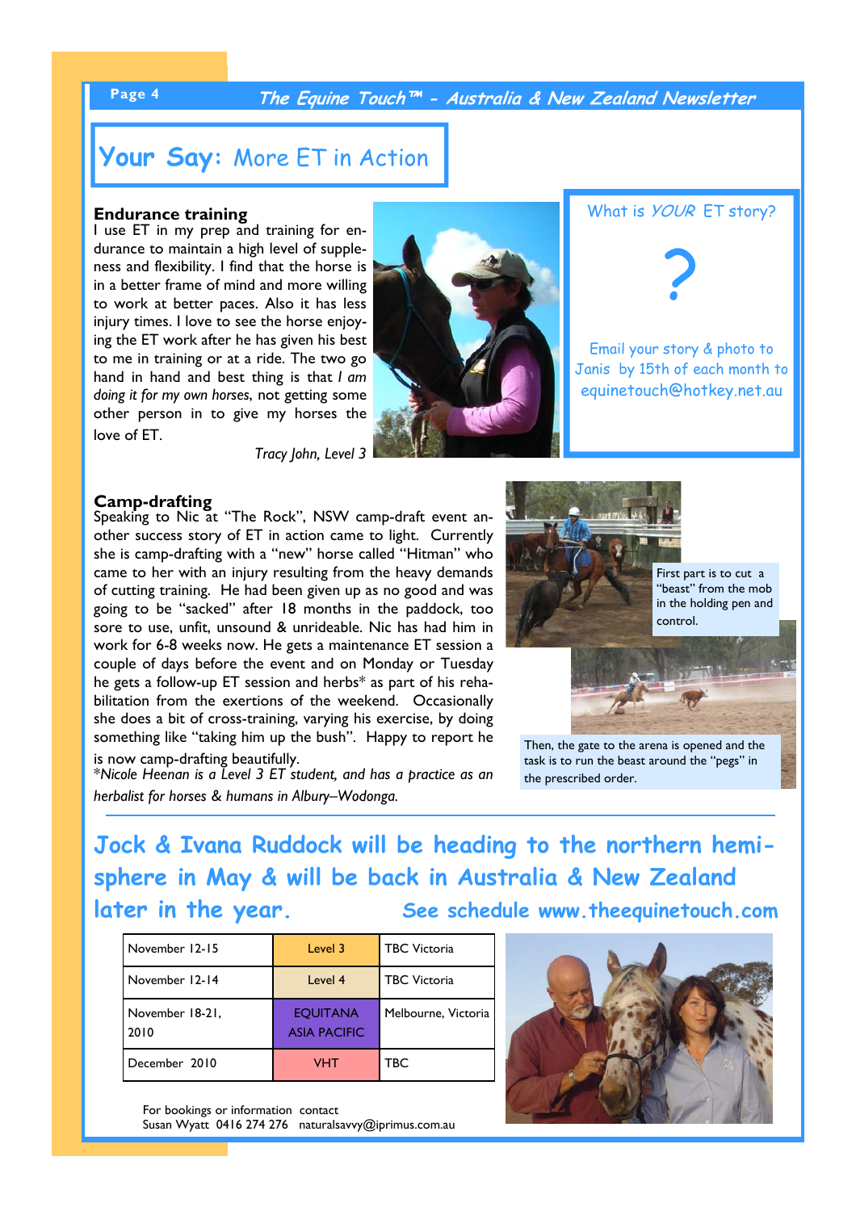# Your Say: More ET in Action

### Endurance training

I use ET in my prep and training for endurance to maintain a high level of suppleness and flexibility. I find that the horse is in a better frame of mind and more willing to work at better paces. Also it has less injury times. I love to see the horse enjoying the ET work after he has given his best to me in training or at a ride. The two go hand in hand and best thing is that *I am doing it for my own horses*, not getting some other person in to give my horses the love of ET.

*Tracy John, Level 3*

What is *YOUR* ET story?

?

Email your story & photo to Janis by 15th of each month to equinetouch@hotkey.net.au

### Camp-drafting

Speaking to Nic at "The Rock", NSW camp-draft event another success story of ET in action came to light. Currently she is camp-drafting with a "new" horse called "Hitman" who came to her with an injury resulting from the heavy demands of cutting training. He had been given up as no good and was going to be "sacked" after 18 months in the paddock, too sore to use, unfit, unsound & unrideable. Nic has had him in work for 6-8 weeks now. He gets a maintenance ET session a couple of days before the event and on Monday or Tuesday he gets a follow-up ET session and herbs* as part of his rehabilitation from the exertions of the weekend. Occasionally she does a bit of cross-training, varying his exercise, by doing something like "taking him up the bush". Happy to report he is now camp-drafting beautifully.

**Nicole Heenan is a Level 3 ET student, and has a practice as an herbalist for horses & humans in Albury–Wodonga.*

First part is to cut a "beast" from the mob in the holding pen and control.

Then, the gate to the arena is opened and the task is to run the beast around the "pegs" in the prescribed order.

## Jock & Ivana Ruddock will be heading to the northern hemisphere in May & will be back in Australia & New Zealand later in the year.

**See schedule www.theequinetouch.com**

| Date | Course | Location |
|---|---|---|
| November 12-15 | Level 3 | TBC Victoria |
| November 12-14 | Level 4 | TBC Victoria |
| November 18-21, 2010 | EQUITANA ASIA PACIFIC | Melbourne, Victoria |
| December 2010 | VHT | TBC |

For bookings or information contact
Susan Wyatt 0416 274 276 naturalsavvy@iprimus.com.au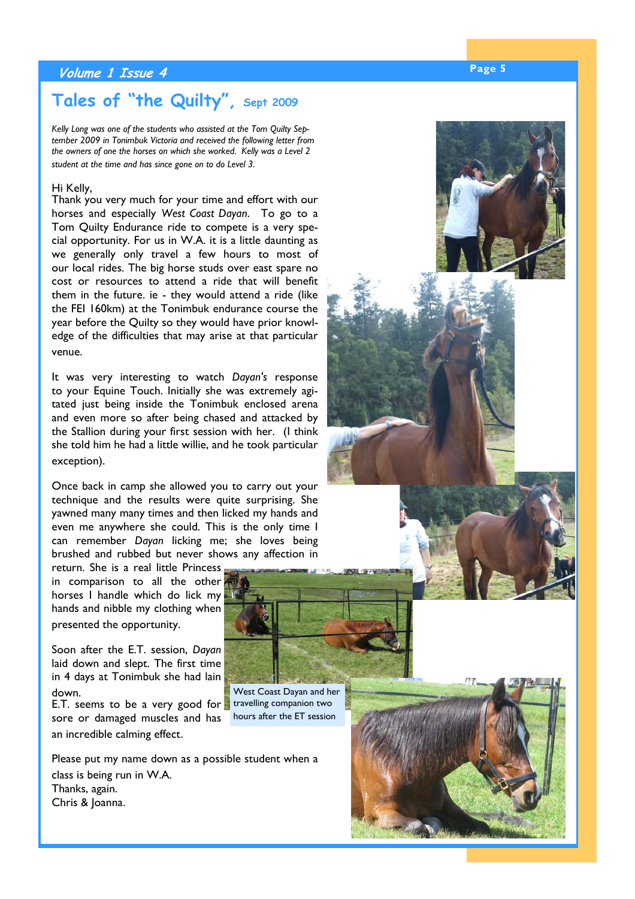## Tales of "the Quilty", Sept 2009

*Kelly Long was one of the students who assisted at the Tom Quilty September 2009 in Tonimbuk Victoria and received the following letter from the owners of one the horses on which she worked. Kelly was a Level 2 student at the time and has since gone on to do Level 3.*

Hi Kelly,
Thank you very much for your time and effort with our horses and especially *West Coast Dayan*. To go to a Tom Quilty Endurance ride to compete is a very special opportunity. For us in W.A. it is a little daunting as we generally only travel a few hours to most of our local rides. The big horse studs over east spare no cost or resources to attend a ride that will benefit them in the future. ie - they would attend a ride (like the FEI 160km) at the Tonimbuk endurance course the year before the Quilty so they would have prior knowledge of the difficulties that may arise at that particular venue.

It was very interesting to watch *Dayan's* response to your Equine Touch. Initially she was extremely agitated just being inside the Tonimbuk enclosed arena and even more so after being chased and attacked by the Stallion during your first session with her. (I think she told him he had a little willie, and he took particular exception).

Once back in camp she allowed you to carry out your technique and the results were quite surprising. She yawned many many times and then licked my hands and even me anywhere she could. This is the only time I can remember *Dayan* licking me; she loves being brushed and rubbed but never shows any affection in return. She is a real little Princess in comparison to all the other horses I handle which do lick my hands and nibble my clothing when presented the opportunity.

Soon after the E.T. session, *Dayan* laid down and slept. The first time in 4 days at Tonimbuk she had lain down.
E.T. seems to be a very good for sore or damaged muscles and has an incredible calming effect.

Please put my name down as a possible student when a class is being run in W.A.
Thanks, again.
Chris & Joanna.

West Coast Dayan and her travelling companion two hours after the ET session